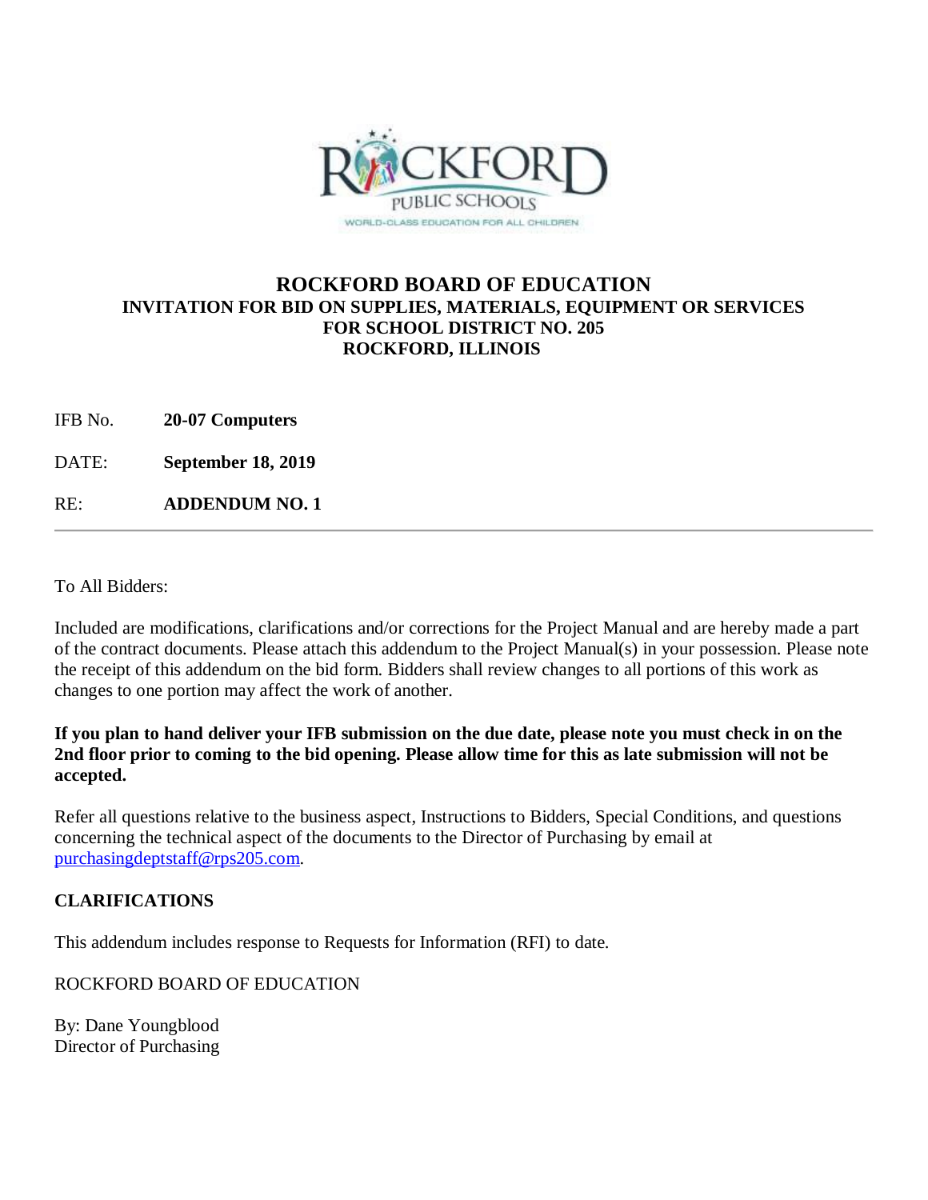# ROCKFORD BOARD OF EDUCATION

**INVITATION FOR BID ON SUPPLIES, MATERIALS, EQUIPMENT OR SERVICES FOR SCHOOL DISTRICT NO. 205 ROCKFORD, ILLINOIS**

IFB No. **20-07 Computers**

DATE: **September 18, 2019**

RE: **ADDENDUM NO. 1**

---

To All Bidders:

Included are modifications, clarifications and/or corrections for the Project Manual and are hereby made a part of the contract documents. Please attach this addendum to the Project Manual(s) in your possession. Please note the receipt of this addendum on the bid form. Bidders shall review changes to all portions of this work as changes to one portion may affect the work of another.

**If you plan to hand deliver your IFB submission on the due date, please note you must check in on the 2nd floor prior to coming to the bid opening. Please allow time for this as late submission will not be accepted.**

Refer all questions relative to the business aspect, Instructions to Bidders, Special Conditions, and questions concerning the technical aspect of the documents to the Director of Purchasing by email at purchasingdeptstaff@rps205.com.

**CLARIFICATIONS**

This addendum includes response to Requests for Information (RFI) to date.

ROCKFORD BOARD OF EDUCATION

By: Dane Youngblood
Director of Purchasing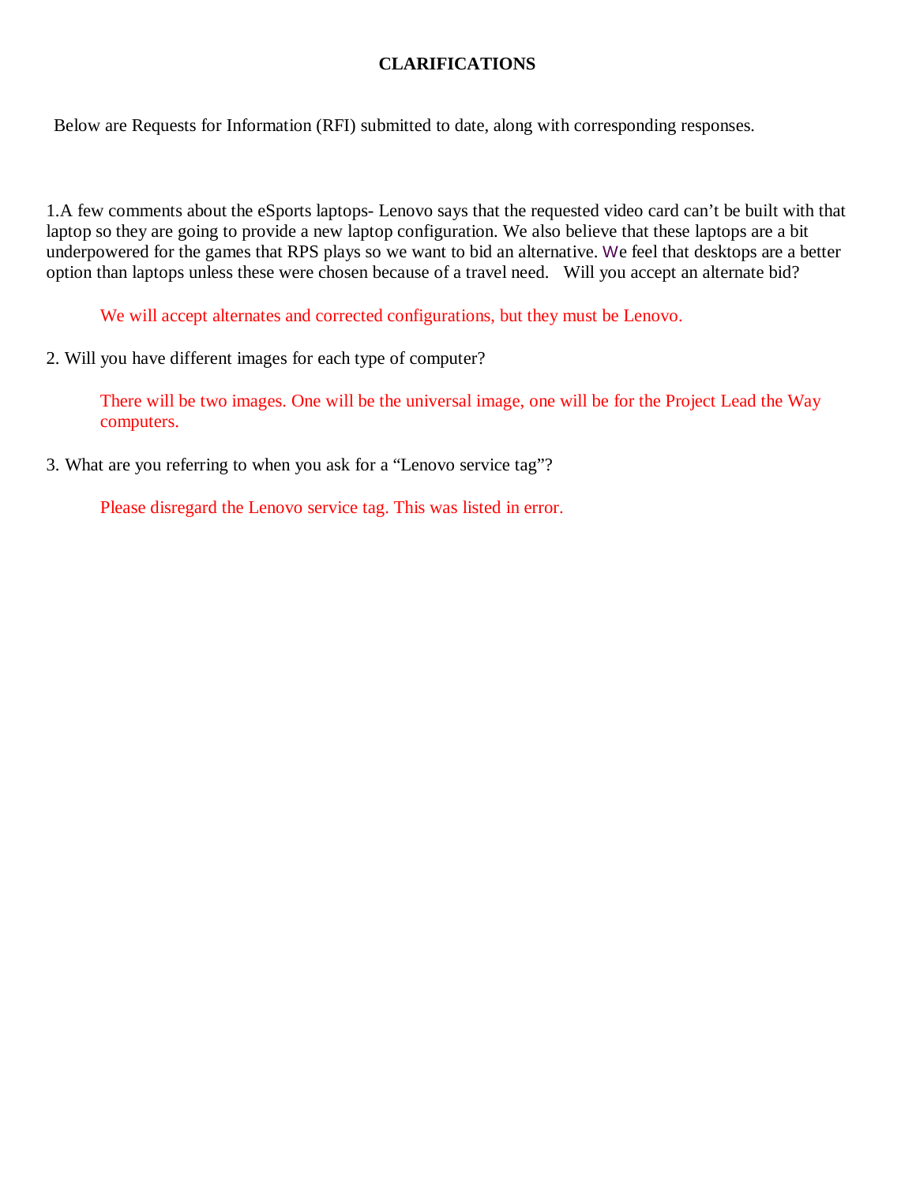**CLARIFICATIONS**

Below are Requests for Information (RFI) submitted to date, along with corresponding responses.

1.A few comments about the eSports laptops- Lenovo says that the requested video card can't be built with that laptop so they are going to provide a new laptop configuration. We also believe that these laptops are a bit underpowered for the games that RPS plays so we want to bid an alternative. We feel that desktops are a better option than laptops unless these were chosen because of a travel need. Will you accept an alternate bid?

> We will accept alternates and corrected configurations, but they must be Lenovo.

2. Will you have different images for each type of computer?

> There will be two images. One will be the universal image, one will be for the Project Lead the Way computers.

3. What are you referring to when you ask for a "Lenovo service tag"?

> Please disregard the Lenovo service tag. This was listed in error.